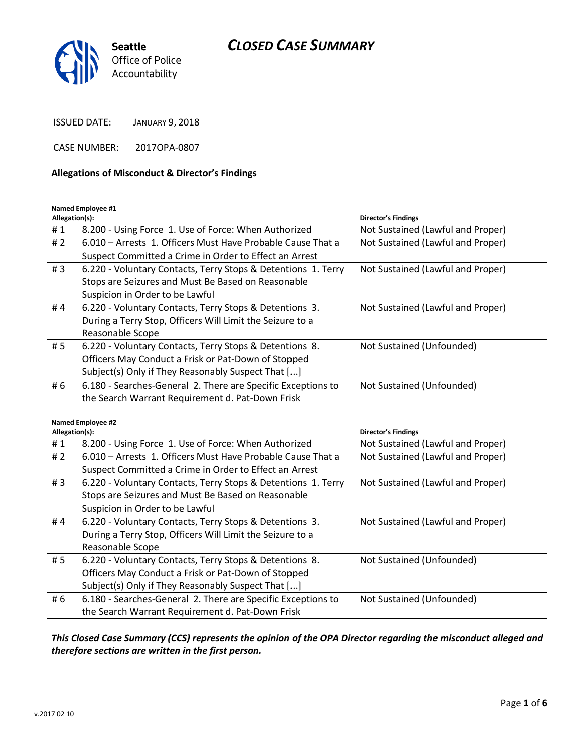# CLOSED CASE SUMMARY

Seattle Office of Police Accountability

ISSUED DATE: JANUARY 9, 2018

CASE NUMBER: 2017OPA-0807

## Allegations of Misconduct & Director's Findings

**Named Employee #1**

| Allegation(s): | | Director's Findings |
|---|---|---|
| # 1 | 8.200 - Using Force 1. Use of Force: When Authorized | Not Sustained (Lawful and Proper) |
| # 2 | 6.010 – Arrests 1. Officers Must Have Probable Cause That a Suspect Committed a Crime in Order to Effect an Arrest | Not Sustained (Lawful and Proper) |
| # 3 | 6.220 - Voluntary Contacts, Terry Stops & Detentions 1. Terry Stops are Seizures and Must Be Based on Reasonable Suspicion in Order to be Lawful | Not Sustained (Lawful and Proper) |
| # 4 | 6.220 - Voluntary Contacts, Terry Stops & Detentions 3. During a Terry Stop, Officers Will Limit the Seizure to a Reasonable Scope | Not Sustained (Lawful and Proper) |
| # 5 | 6.220 - Voluntary Contacts, Terry Stops & Detentions 8. Officers May Conduct a Frisk or Pat-Down of Stopped Subject(s) Only if They Reasonably Suspect That [...] | Not Sustained (Unfounded) |
| # 6 | 6.180 - Searches-General 2. There are Specific Exceptions to the Search Warrant Requirement d. Pat-Down Frisk | Not Sustained (Unfounded) |

**Named Employee #2**

| Allegation(s): | | Director's Findings |
|---|---|---|
| # 1 | 8.200 - Using Force 1. Use of Force: When Authorized | Not Sustained (Lawful and Proper) |
| # 2 | 6.010 – Arrests 1. Officers Must Have Probable Cause That a Suspect Committed a Crime in Order to Effect an Arrest | Not Sustained (Lawful and Proper) |
| # 3 | 6.220 - Voluntary Contacts, Terry Stops & Detentions 1. Terry Stops are Seizures and Must Be Based on Reasonable Suspicion in Order to be Lawful | Not Sustained (Lawful and Proper) |
| # 4 | 6.220 - Voluntary Contacts, Terry Stops & Detentions 3. During a Terry Stop, Officers Will Limit the Seizure to a Reasonable Scope | Not Sustained (Lawful and Proper) |
| # 5 | 6.220 - Voluntary Contacts, Terry Stops & Detentions 8. Officers May Conduct a Frisk or Pat-Down of Stopped Subject(s) Only if They Reasonably Suspect That [...] | Not Sustained (Unfounded) |
| # 6 | 6.180 - Searches-General 2. There are Specific Exceptions to the Search Warrant Requirement d. Pat-Down Frisk | Not Sustained (Unfounded) |

***This Closed Case Summary (CCS) represents the opinion of the OPA Director regarding the misconduct alleged and therefore sections are written in the first person.***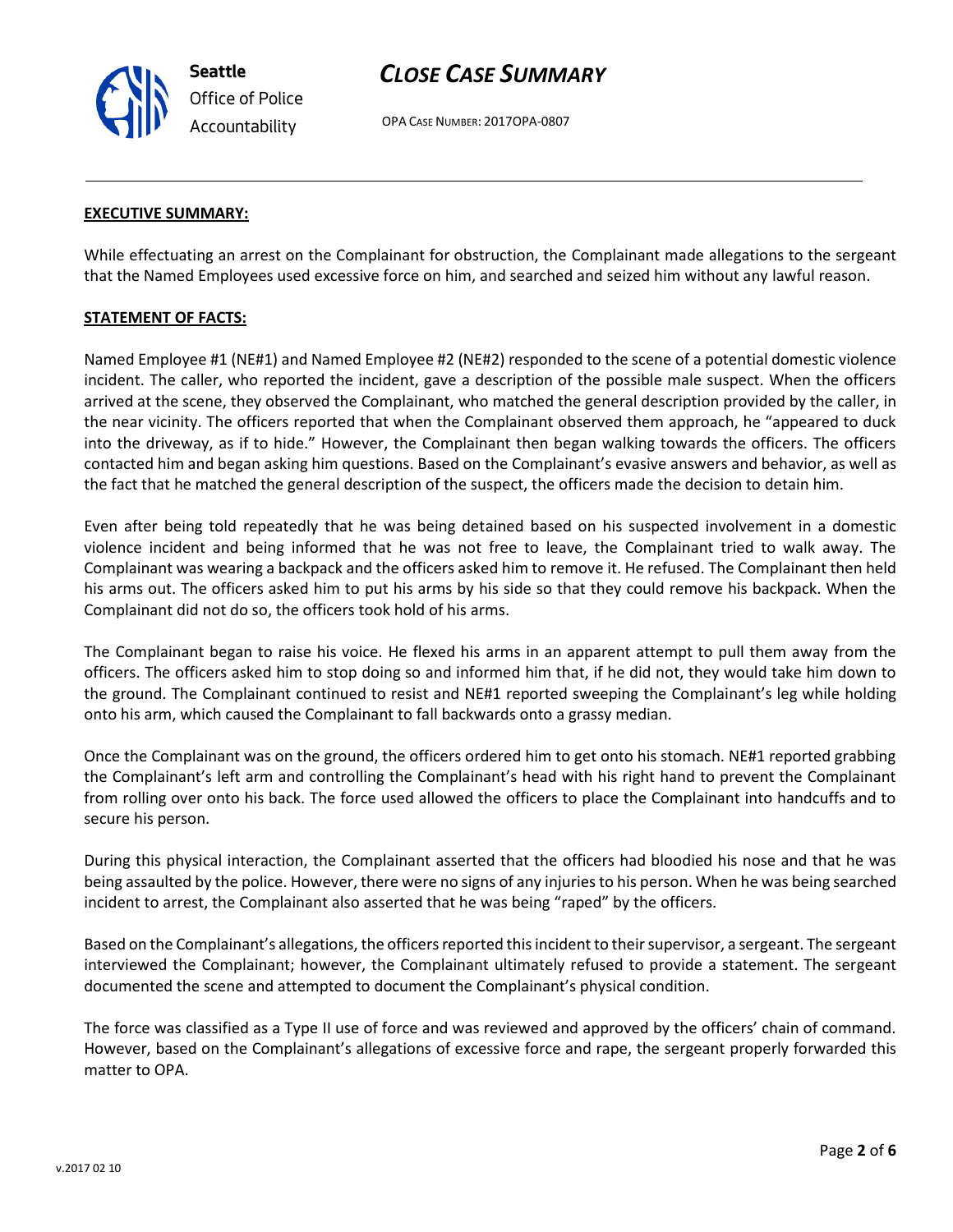**EXECUTIVE SUMMARY:**

While effectuating an arrest on the Complainant for obstruction, the Complainant made allegations to the sergeant that the Named Employees used excessive force on him, and searched and seized him without any lawful reason.

**STATEMENT OF FACTS:**

Named Employee #1 (NE#1) and Named Employee #2 (NE#2) responded to the scene of a potential domestic violence incident. The caller, who reported the incident, gave a description of the possible male suspect. When the officers arrived at the scene, they observed the Complainant, who matched the general description provided by the caller, in the near vicinity. The officers reported that when the Complainant observed them approach, he "appeared to duck into the driveway, as if to hide." However, the Complainant then began walking towards the officers. The officers contacted him and began asking him questions. Based on the Complainant's evasive answers and behavior, as well as the fact that he matched the general description of the suspect, the officers made the decision to detain him.

Even after being told repeatedly that he was being detained based on his suspected involvement in a domestic violence incident and being informed that he was not free to leave, the Complainant tried to walk away. The Complainant was wearing a backpack and the officers asked him to remove it. He refused. The Complainant then held his arms out. The officers asked him to put his arms by his side so that they could remove his backpack. When the Complainant did not do so, the officers took hold of his arms.

The Complainant began to raise his voice. He flexed his arms in an apparent attempt to pull them away from the officers. The officers asked him to stop doing so and informed him that, if he did not, they would take him down to the ground. The Complainant continued to resist and NE#1 reported sweeping the Complainant's leg while holding onto his arm, which caused the Complainant to fall backwards onto a grassy median.

Once the Complainant was on the ground, the officers ordered him to get onto his stomach. NE#1 reported grabbing the Complainant's left arm and controlling the Complainant's head with his right hand to prevent the Complainant from rolling over onto his back. The force used allowed the officers to place the Complainant into handcuffs and to secure his person.

During this physical interaction, the Complainant asserted that the officers had bloodied his nose and that he was being assaulted by the police. However, there were no signs of any injuries to his person. When he was being searched incident to arrest, the Complainant also asserted that he was being "raped" by the officers.

Based on the Complainant's allegations, the officers reported this incident to their supervisor, a sergeant. The sergeant interviewed the Complainant; however, the Complainant ultimately refused to provide a statement. The sergeant documented the scene and attempted to document the Complainant's physical condition.

The force was classified as a Type II use of force and was reviewed and approved by the officers' chain of command. However, based on the Complainant's allegations of excessive force and rape, the sergeant properly forwarded this matter to OPA.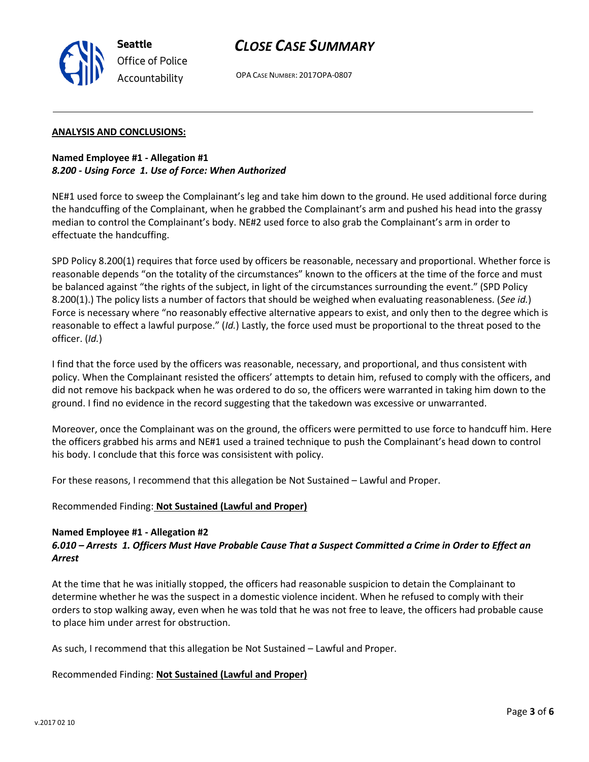**ANALYSIS AND CONCLUSIONS:**

**Named Employee #1 - Allegation #1**
***8.200 - Using Force 1. Use of Force: When Authorized***

NE#1 used force to sweep the Complainant's leg and take him down to the ground. He used additional force during the handcuffing of the Complainant, when he grabbed the Complainant's arm and pushed his head into the grassy median to control the Complainant's body. NE#2 used force to also grab the Complainant's arm in order to effectuate the handcuffing.

SPD Policy 8.200(1) requires that force used by officers be reasonable, necessary and proportional. Whether force is reasonable depends "on the totality of the circumstances" known to the officers at the time of the force and must be balanced against "the rights of the subject, in light of the circumstances surrounding the event." (SPD Policy 8.200(1).) The policy lists a number of factors that should be weighed when evaluating reasonableness. (*See id.*) Force is necessary where "no reasonably effective alternative appears to exist, and only then to the degree which is reasonable to effect a lawful purpose." (*Id.*) Lastly, the force used must be proportional to the threat posed to the officer. (*Id.*)

I find that the force used by the officers was reasonable, necessary, and proportional, and thus consistent with policy. When the Complainant resisted the officers' attempts to detain him, refused to comply with the officers, and did not remove his backpack when he was ordered to do so, the officers were warranted in taking him down to the ground. I find no evidence in the record suggesting that the takedown was excessive or unwarranted.

Moreover, once the Complainant was on the ground, the officers were permitted to use force to handcuff him. Here the officers grabbed his arms and NE#1 used a trained technique to push the Complainant's head down to control his body. I conclude that this force was consisistent with policy.

For these reasons, I recommend that this allegation be Not Sustained – Lawful and Proper.

Recommended Finding: **Not Sustained (Lawful and Proper)**

**Named Employee #1 - Allegation #2**
***6.010 – Arrests 1. Officers Must Have Probable Cause That a Suspect Committed a Crime in Order to Effect an Arrest***

At the time that he was initially stopped, the officers had reasonable suspicion to detain the Complainant to determine whether he was the suspect in a domestic violence incident. When he refused to comply with their orders to stop walking away, even when he was told that he was not free to leave, the officers had probable cause to place him under arrest for obstruction.

As such, I recommend that this allegation be Not Sustained – Lawful and Proper.

Recommended Finding: **Not Sustained (Lawful and Proper)**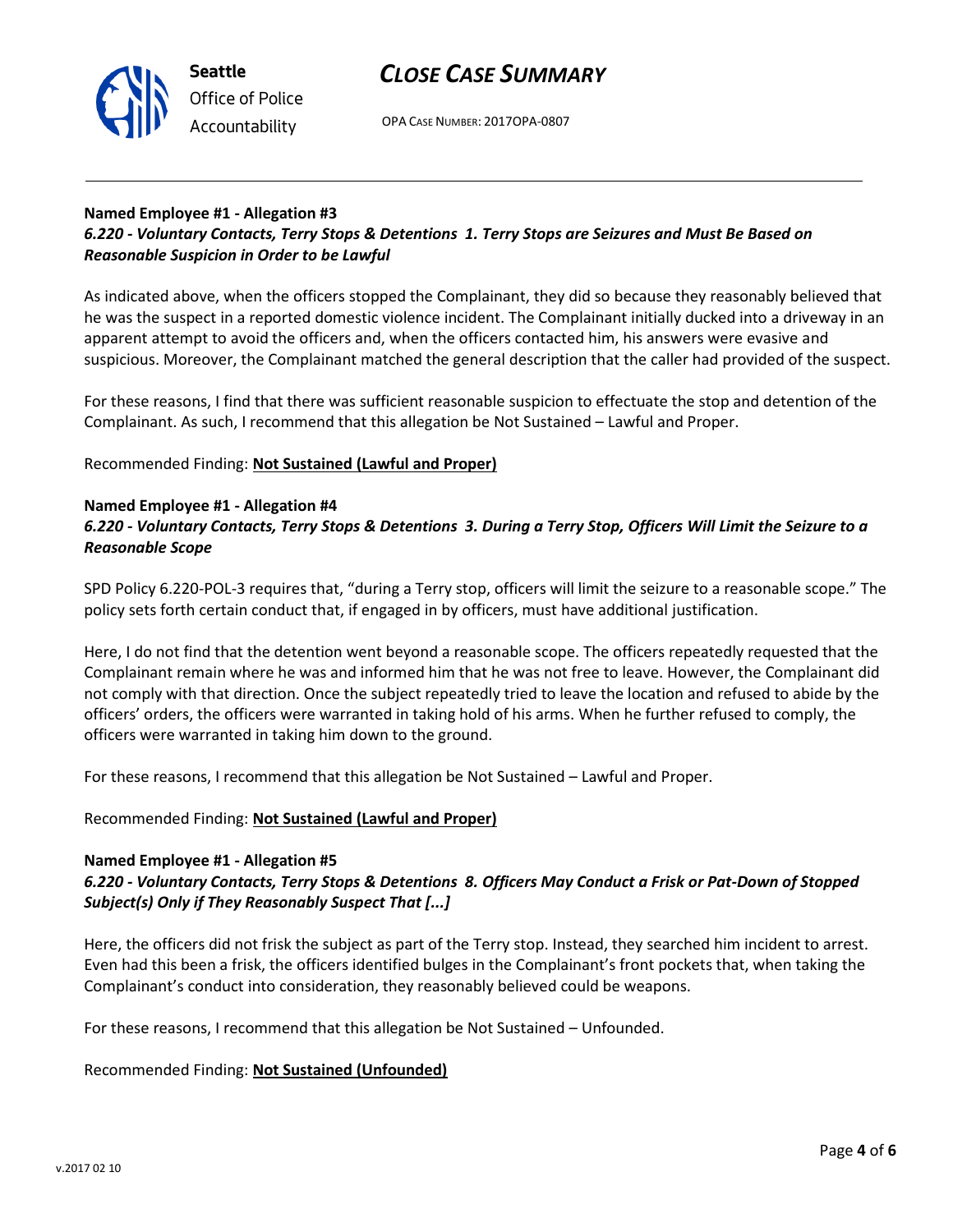**Named Employee #1 - Allegation #3**
***6.220 - Voluntary Contacts, Terry Stops & Detentions 1. Terry Stops are Seizures and Must Be Based on Reasonable Suspicion in Order to be Lawful***

As indicated above, when the officers stopped the Complainant, they did so because they reasonably believed that he was the suspect in a reported domestic violence incident. The Complainant initially ducked into a driveway in an apparent attempt to avoid the officers and, when the officers contacted him, his answers were evasive and suspicious. Moreover, the Complainant matched the general description that the caller had provided of the suspect.

For these reasons, I find that there was sufficient reasonable suspicion to effectuate the stop and detention of the Complainant. As such, I recommend that this allegation be Not Sustained – Lawful and Proper.

Recommended Finding: **Not Sustained (Lawful and Proper)**

**Named Employee #1 - Allegation #4**
***6.220 - Voluntary Contacts, Terry Stops & Detentions 3. During a Terry Stop, Officers Will Limit the Seizure to a Reasonable Scope***

SPD Policy 6.220-POL-3 requires that, "during a Terry stop, officers will limit the seizure to a reasonable scope." The policy sets forth certain conduct that, if engaged in by officers, must have additional justification.

Here, I do not find that the detention went beyond a reasonable scope. The officers repeatedly requested that the Complainant remain where he was and informed him that he was not free to leave. However, the Complainant did not comply with that direction. Once the subject repeatedly tried to leave the location and refused to abide by the officers' orders, the officers were warranted in taking hold of his arms. When he further refused to comply, the officers were warranted in taking him down to the ground.

For these reasons, I recommend that this allegation be Not Sustained – Lawful and Proper.

Recommended Finding: **Not Sustained (Lawful and Proper)**

**Named Employee #1 - Allegation #5**
***6.220 - Voluntary Contacts, Terry Stops & Detentions 8. Officers May Conduct a Frisk or Pat-Down of Stopped Subject(s) Only if They Reasonably Suspect That [...]***

Here, the officers did not frisk the subject as part of the Terry stop. Instead, they searched him incident to arrest. Even had this been a frisk, the officers identified bulges in the Complainant's front pockets that, when taking the Complainant's conduct into consideration, they reasonably believed could be weapons.

For these reasons, I recommend that this allegation be Not Sustained – Unfounded.

Recommended Finding: **Not Sustained (Unfounded)**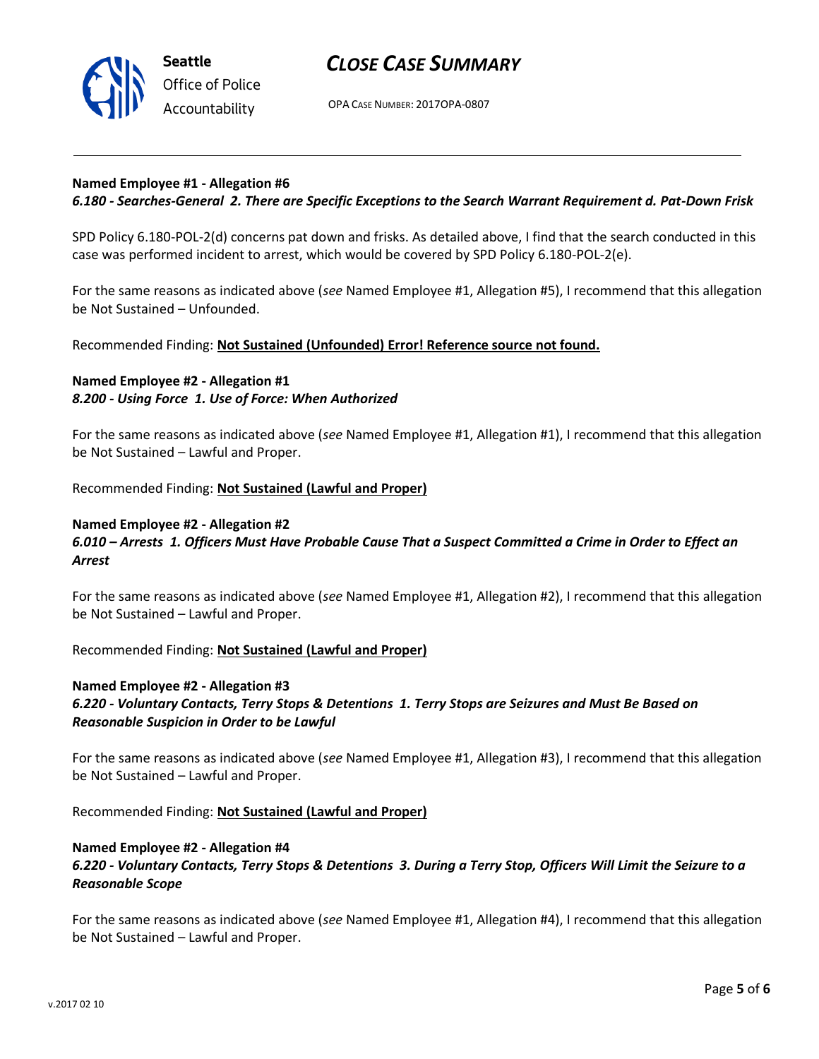**Named Employee #1 - Allegation #6**
***6.180 - Searches-General 2. There are Specific Exceptions to the Search Warrant Requirement d. Pat-Down Frisk***

SPD Policy 6.180-POL-2(d) concerns pat down and frisks. As detailed above, I find that the search conducted in this case was performed incident to arrest, which would be covered by SPD Policy 6.180-POL-2(e).

For the same reasons as indicated above (*see* Named Employee #1, Allegation #5), I recommend that this allegation be Not Sustained – Unfounded.

Recommended Finding: **Not Sustained (Unfounded) Error! Reference source not found.**

**Named Employee #2 - Allegation #1**
***8.200 - Using Force 1. Use of Force: When Authorized***

For the same reasons as indicated above (*see* Named Employee #1, Allegation #1), I recommend that this allegation be Not Sustained – Lawful and Proper.

Recommended Finding: **Not Sustained (Lawful and Proper)**

**Named Employee #2 - Allegation #2**
***6.010 – Arrests 1. Officers Must Have Probable Cause That a Suspect Committed a Crime in Order to Effect an Arrest***

For the same reasons as indicated above (*see* Named Employee #1, Allegation #2), I recommend that this allegation be Not Sustained – Lawful and Proper.

Recommended Finding: **Not Sustained (Lawful and Proper)**

**Named Employee #2 - Allegation #3**
***6.220 - Voluntary Contacts, Terry Stops & Detentions 1. Terry Stops are Seizures and Must Be Based on Reasonable Suspicion in Order to be Lawful***

For the same reasons as indicated above (*see* Named Employee #1, Allegation #3), I recommend that this allegation be Not Sustained – Lawful and Proper.

Recommended Finding: **Not Sustained (Lawful and Proper)**

**Named Employee #2 - Allegation #4**
***6.220 - Voluntary Contacts, Terry Stops & Detentions 3. During a Terry Stop, Officers Will Limit the Seizure to a Reasonable Scope***

For the same reasons as indicated above (*see* Named Employee #1, Allegation #4), I recommend that this allegation be Not Sustained – Lawful and Proper.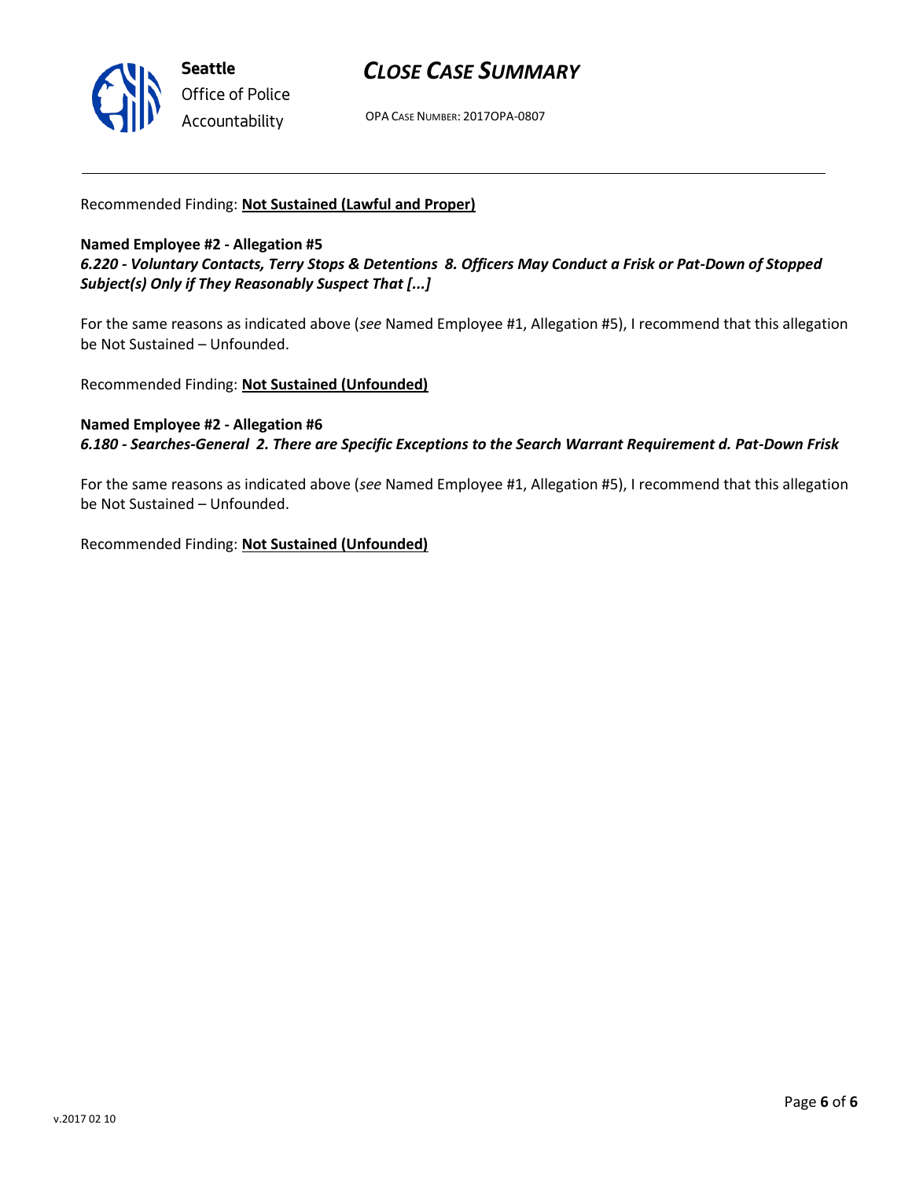Recommended Finding: **Not Sustained (Lawful and Proper)**

**Named Employee #2 - Allegation #5**
***6.220 - Voluntary Contacts, Terry Stops & Detentions 8. Officers May Conduct a Frisk or Pat-Down of Stopped Subject(s) Only if They Reasonably Suspect That [...]***

For the same reasons as indicated above (*see* Named Employee #1, Allegation #5), I recommend that this allegation be Not Sustained – Unfounded.

Recommended Finding: **Not Sustained (Unfounded)**

**Named Employee #2 - Allegation #6**
***6.180 - Searches-General 2. There are Specific Exceptions to the Search Warrant Requirement d. Pat-Down Frisk***

For the same reasons as indicated above (*see* Named Employee #1, Allegation #5), I recommend that this allegation be Not Sustained – Unfounded.

Recommended Finding: **Not Sustained (Unfounded)**